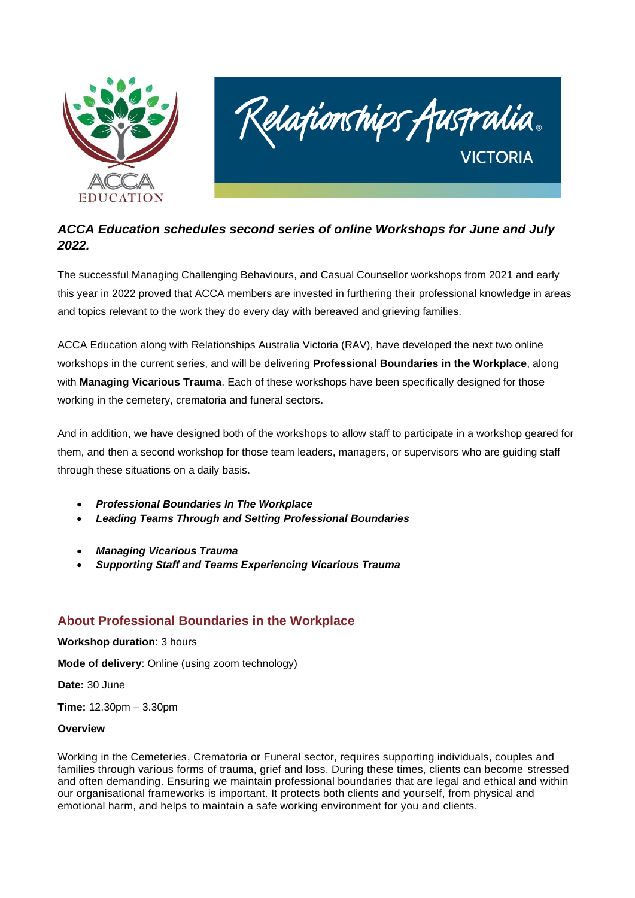## *ACCA Education schedules second series of online Workshops for June and July 2022.*

The successful Managing Challenging Behaviours, and Casual Counsellor workshops from 2021 and early this year in 2022 proved that ACCA members are invested in furthering their professional knowledge in areas and topics relevant to the work they do every day with bereaved and grieving families.

ACCA Education along with Relationships Australia Victoria (RAV), have developed the next two online workshops in the current series, and will be delivering **Professional Boundaries in the Workplace**, along with **Managing Vicarious Trauma**. Each of these workshops have been specifically designed for those working in the cemetery, crematoria and funeral sectors.

And in addition, we have designed both of the workshops to allow staff to participate in a workshop geared for them, and then a second workshop for those team leaders, managers, or supervisors who are guiding staff through these situations on a daily basis.

- ***Professional Boundaries In The Workplace***
- ***Leading Teams Through and Setting Professional Boundaries***

- ***Managing Vicarious Trauma***
- ***Supporting Staff and Teams Experiencing Vicarious Trauma***

### About Professional Boundaries in the Workplace

**Workshop duration**: 3 hours

**Mode of delivery**: Online (using zoom technology)

**Date:** 30 June

**Time:** 12.30pm – 3.30pm

**Overview**

Working in the Cemeteries, Crematoria or Funeral sector, requires supporting individuals, couples and families through various forms of trauma, grief and loss. During these times, clients can become stressed and often demanding. Ensuring we maintain professional boundaries that are legal and ethical and within our organisational frameworks is important. It protects both clients and yourself, from physical and emotional harm, and helps to maintain a safe working environment for you and clients.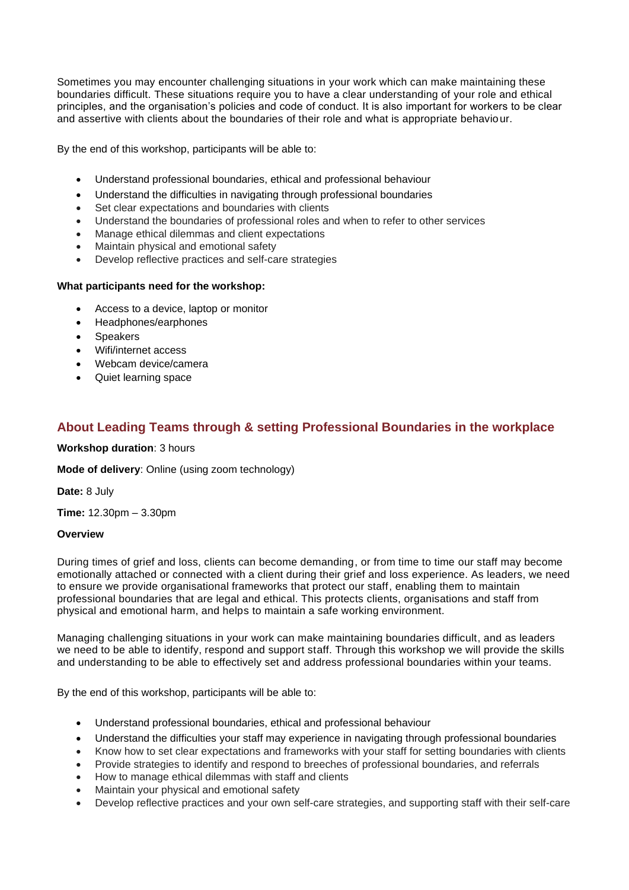Sometimes you may encounter challenging situations in your work which can make maintaining these boundaries difficult. These situations require you to have a clear understanding of your role and ethical principles, and the organisation's policies and code of conduct. It is also important for workers to be clear and assertive with clients about the boundaries of their role and what is appropriate behaviour.

By the end of this workshop, participants will be able to:

- Understand professional boundaries, ethical and professional behaviour
- Understand the difficulties in navigating through professional boundaries
- Set clear expectations and boundaries with clients
- Understand the boundaries of professional roles and when to refer to other services
- Manage ethical dilemmas and client expectations
- Maintain physical and emotional safety
- Develop reflective practices and self-care strategies

**What participants need for the workshop:**

- Access to a device, laptop or monitor
- Headphones/earphones
- Speakers
- Wifi/internet access
- Webcam device/camera
- Quiet learning space

## About Leading Teams through & setting Professional Boundaries in the workplace

**Workshop duration**: 3 hours

**Mode of delivery**: Online (using zoom technology)

**Date:** 8 July

**Time:** 12.30pm – 3.30pm

**Overview**

During times of grief and loss, clients can become demanding, or from time to time our staff may become emotionally attached or connected with a client during their grief and loss experience. As leaders, we need to ensure we provide organisational frameworks that protect our staff, enabling them to maintain professional boundaries that are legal and ethical. This protects clients, organisations and staff from physical and emotional harm, and helps to maintain a safe working environment.

Managing challenging situations in your work can make maintaining boundaries difficult, and as leaders we need to be able to identify, respond and support staff. Through this workshop we will provide the skills and understanding to be able to effectively set and address professional boundaries within your teams.

By the end of this workshop, participants will be able to:

- Understand professional boundaries, ethical and professional behaviour
- Understand the difficulties your staff may experience in navigating through professional boundaries
- Know how to set clear expectations and frameworks with your staff for setting boundaries with clients
- Provide strategies to identify and respond to breeches of professional boundaries, and referrals
- How to manage ethical dilemmas with staff and clients
- Maintain your physical and emotional safety
- Develop reflective practices and your own self-care strategies, and supporting staff with their self-care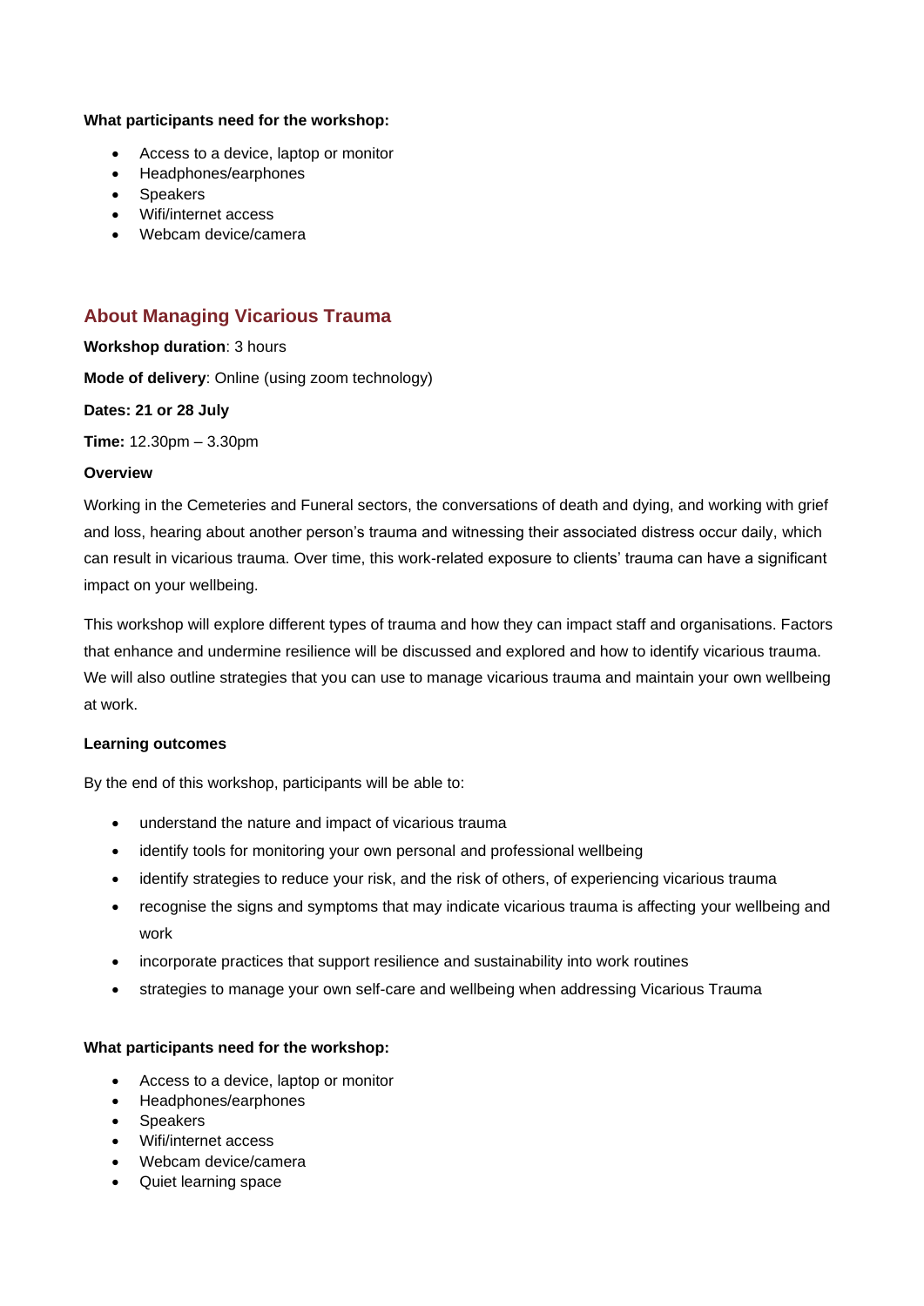**What participants need for the workshop:**

- Access to a device, laptop or monitor
- Headphones/earphones
- Speakers
- Wifi/internet access
- Webcam device/camera

## About Managing Vicarious Trauma

**Workshop duration**: 3 hours

**Mode of delivery**: Online (using zoom technology)

**Dates: 21 or 28 July**

**Time:** 12.30pm – 3.30pm

**Overview**

Working in the Cemeteries and Funeral sectors, the conversations of death and dying, and working with grief and loss, hearing about another person's trauma and witnessing their associated distress occur daily, which can result in vicarious trauma. Over time, this work-related exposure to clients' trauma can have a significant impact on your wellbeing.

This workshop will explore different types of trauma and how they can impact staff and organisations. Factors that enhance and undermine resilience will be discussed and explored and how to identify vicarious trauma. We will also outline strategies that you can use to manage vicarious trauma and maintain your own wellbeing at work.

**Learning outcomes**

By the end of this workshop, participants will be able to:

- understand the nature and impact of vicarious trauma
- identify tools for monitoring your own personal and professional wellbeing
- identify strategies to reduce your risk, and the risk of others, of experiencing vicarious trauma
- recognise the signs and symptoms that may indicate vicarious trauma is affecting your wellbeing and work
- incorporate practices that support resilience and sustainability into work routines
- strategies to manage your own self-care and wellbeing when addressing Vicarious Trauma

**What participants need for the workshop:**

- Access to a device, laptop or monitor
- Headphones/earphones
- Speakers
- Wifi/internet access
- Webcam device/camera
- Quiet learning space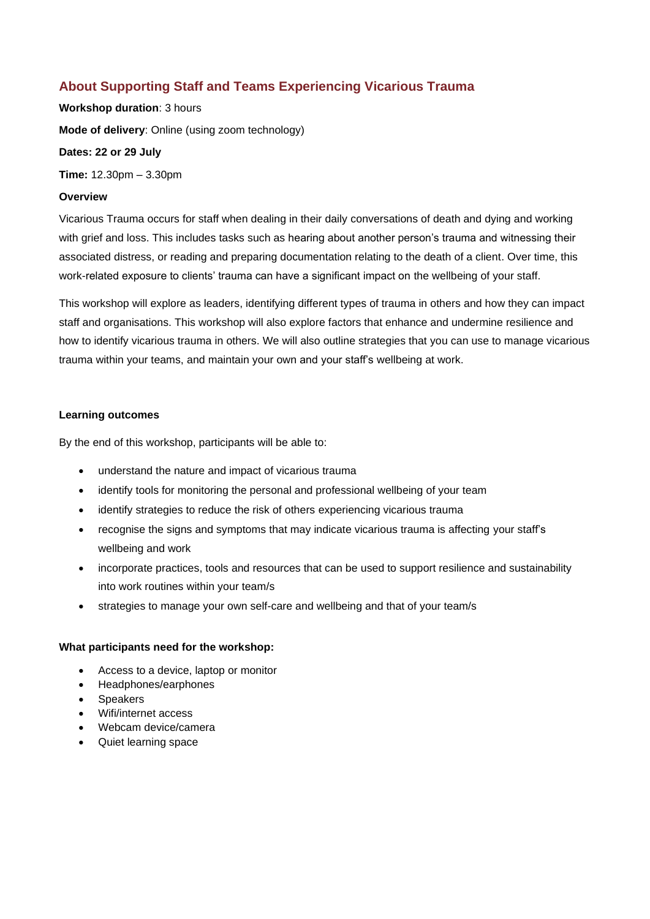## About Supporting Staff and Teams Experiencing Vicarious Trauma

**Workshop duration**: 3 hours

**Mode of delivery**: Online (using zoom technology)

**Dates: 22 or 29 July**

**Time:** 12.30pm – 3.30pm

**Overview**

Vicarious Trauma occurs for staff when dealing in their daily conversations of death and dying and working with grief and loss. This includes tasks such as hearing about another person's trauma and witnessing their associated distress, or reading and preparing documentation relating to the death of a client. Over time, this work-related exposure to clients' trauma can have a significant impact on the wellbeing of your staff.

This workshop will explore as leaders, identifying different types of trauma in others and how they can impact staff and organisations. This workshop will also explore factors that enhance and undermine resilience and how to identify vicarious trauma in others. We will also outline strategies that you can use to manage vicarious trauma within your teams, and maintain your own and your staff's wellbeing at work.

**Learning outcomes**

By the end of this workshop, participants will be able to:

- understand the nature and impact of vicarious trauma
- identify tools for monitoring the personal and professional wellbeing of your team
- identify strategies to reduce the risk of others experiencing vicarious trauma
- recognise the signs and symptoms that may indicate vicarious trauma is affecting your staff's wellbeing and work
- incorporate practices, tools and resources that can be used to support resilience and sustainability into work routines within your team/s
- strategies to manage your own self-care and wellbeing and that of your team/s

**What participants need for the workshop:**

- Access to a device, laptop or monitor
- Headphones/earphones
- Speakers
- Wifi/internet access
- Webcam device/camera
- Quiet learning space